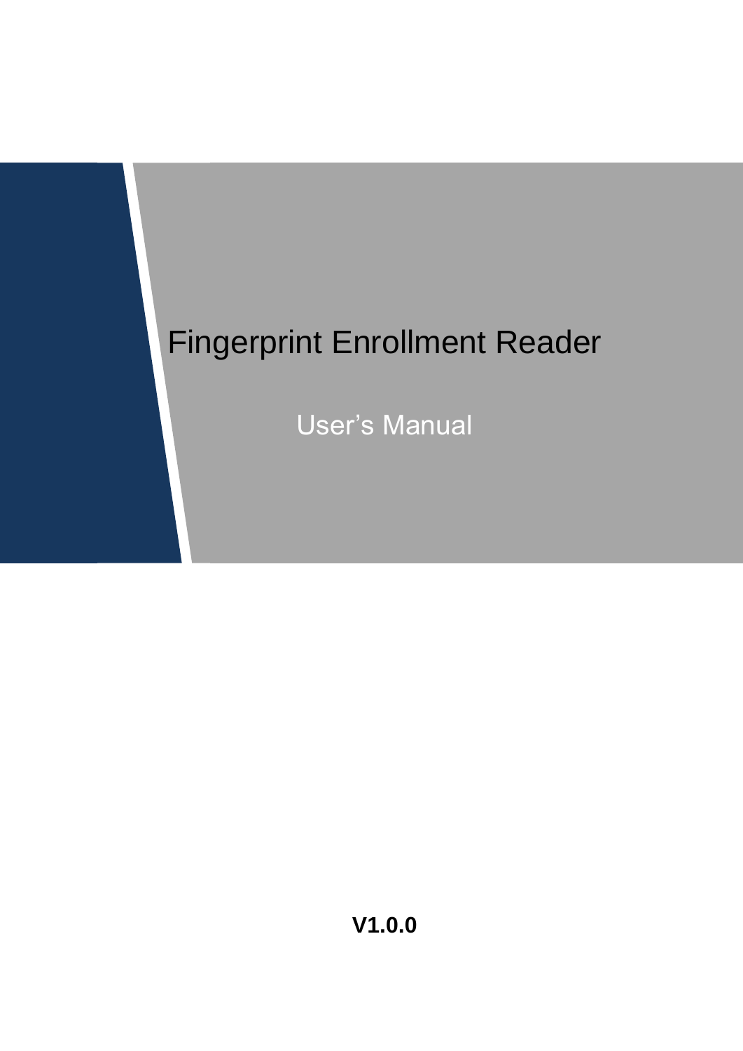# Fingerprint Enrollment Reader

## User's Manual

**V1.0.0**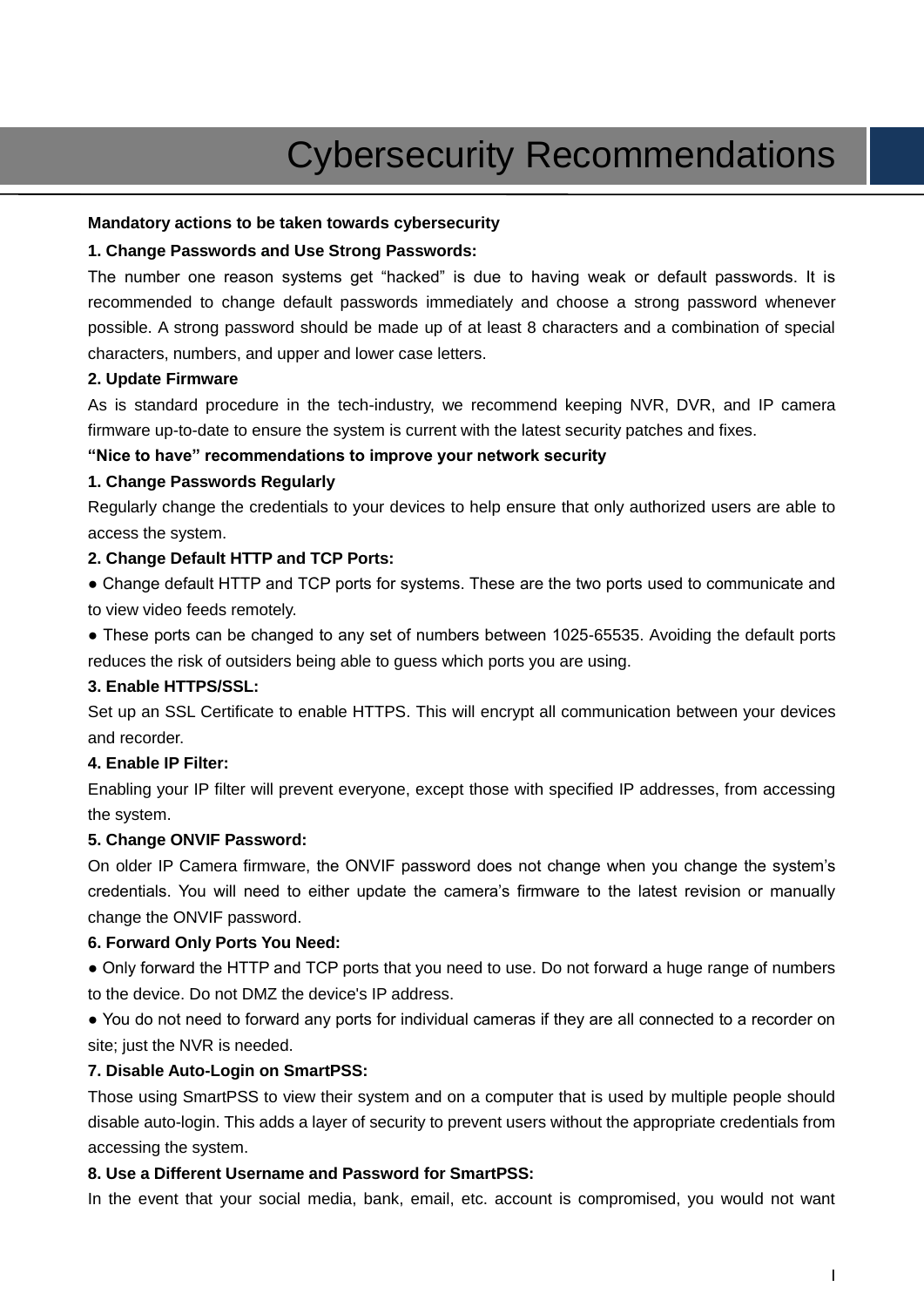# Cybersecurity Recommendations

**Mandatory actions to be taken towards cybersecurity**

**1. Change Passwords and Use Strong Passwords:**

The number one reason systems get “hacked” is due to having weak or default passwords. It is recommended to change default passwords immediately and choose a strong password whenever possible. A strong password should be made up of at least 8 characters and a combination of special characters, numbers, and upper and lower case letters.

**2. Update Firmware**

As is standard procedure in the tech-industry, we recommend keeping NVR, DVR, and IP camera firmware up-to-date to ensure the system is current with the latest security patches and fixes.

**“Nice to have” recommendations to improve your network security**

**1. Change Passwords Regularly**

Regularly change the credentials to your devices to help ensure that only authorized users are able to access the system.

**2. Change Default HTTP and TCP Ports:**

- Change default HTTP and TCP ports for systems. These are the two ports used to communicate and to view video feeds remotely.
- These ports can be changed to any set of numbers between 1025-65535. Avoiding the default ports reduces the risk of outsiders being able to guess which ports you are using.

**3. Enable HTTPS/SSL:**

Set up an SSL Certificate to enable HTTPS. This will encrypt all communication between your devices and recorder.

**4. Enable IP Filter:**

Enabling your IP filter will prevent everyone, except those with specified IP addresses, from accessing the system.

**5. Change ONVIF Password:**

On older IP Camera firmware, the ONVIF password does not change when you change the system’s credentials. You will need to either update the camera’s firmware to the latest revision or manually change the ONVIF password.

**6. Forward Only Ports You Need:**

- Only forward the HTTP and TCP ports that you need to use. Do not forward a huge range of numbers to the device. Do not DMZ the device's IP address.
- You do not need to forward any ports for individual cameras if they are all connected to a recorder on site; just the NVR is needed.

**7. Disable Auto-Login on SmartPSS:**

Those using SmartPSS to view their system and on a computer that is used by multiple people should disable auto-login. This adds a layer of security to prevent users without the appropriate credentials from accessing the system.

**8. Use a Different Username and Password for SmartPSS:**

In the event that your social media, bank, email, etc. account is compromised, you would not want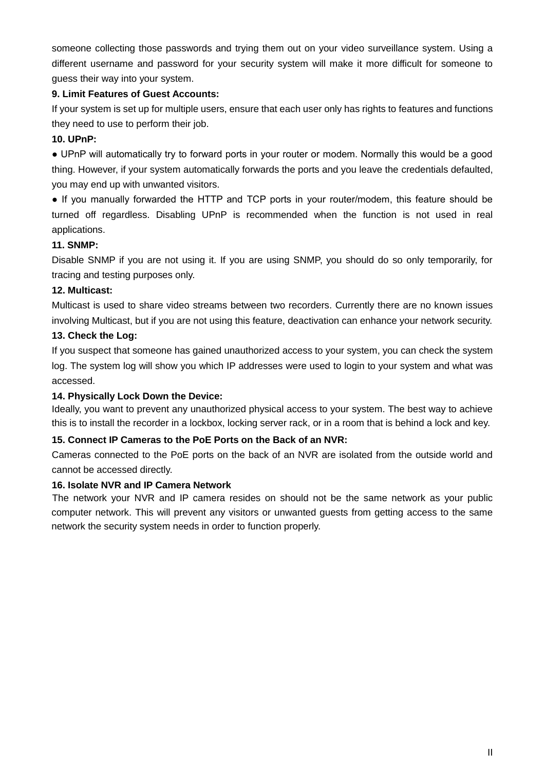someone collecting those passwords and trying them out on your video surveillance system. Using a different username and password for your security system will make it more difficult for someone to guess their way into your system.

**9. Limit Features of Guest Accounts:**

If your system is set up for multiple users, ensure that each user only has rights to features and functions they need to use to perform their job.

**10. UPnP:**

● UPnP will automatically try to forward ports in your router or modem. Normally this would be a good thing. However, if your system automatically forwards the ports and you leave the credentials defaulted, you may end up with unwanted visitors.

● If you manually forwarded the HTTP and TCP ports in your router/modem, this feature should be turned off regardless. Disabling UPnP is recommended when the function is not used in real applications.

**11. SNMP:**

Disable SNMP if you are not using it. If you are using SNMP, you should do so only temporarily, for tracing and testing purposes only.

**12. Multicast:**

Multicast is used to share video streams between two recorders. Currently there are no known issues involving Multicast, but if you are not using this feature, deactivation can enhance your network security.

**13. Check the Log:**

If you suspect that someone has gained unauthorized access to your system, you can check the system log. The system log will show you which IP addresses were used to login to your system and what was accessed.

**14. Physically Lock Down the Device:**

Ideally, you want to prevent any unauthorized physical access to your system. The best way to achieve this is to install the recorder in a lockbox, locking server rack, or in a room that is behind a lock and key.

**15. Connect IP Cameras to the PoE Ports on the Back of an NVR:**

Cameras connected to the PoE ports on the back of an NVR are isolated from the outside world and cannot be accessed directly.

**16. Isolate NVR and IP Camera Network**

The network your NVR and IP camera resides on should not be the same network as your public computer network. This will prevent any visitors or unwanted guests from getting access to the same network the security system needs in order to function properly.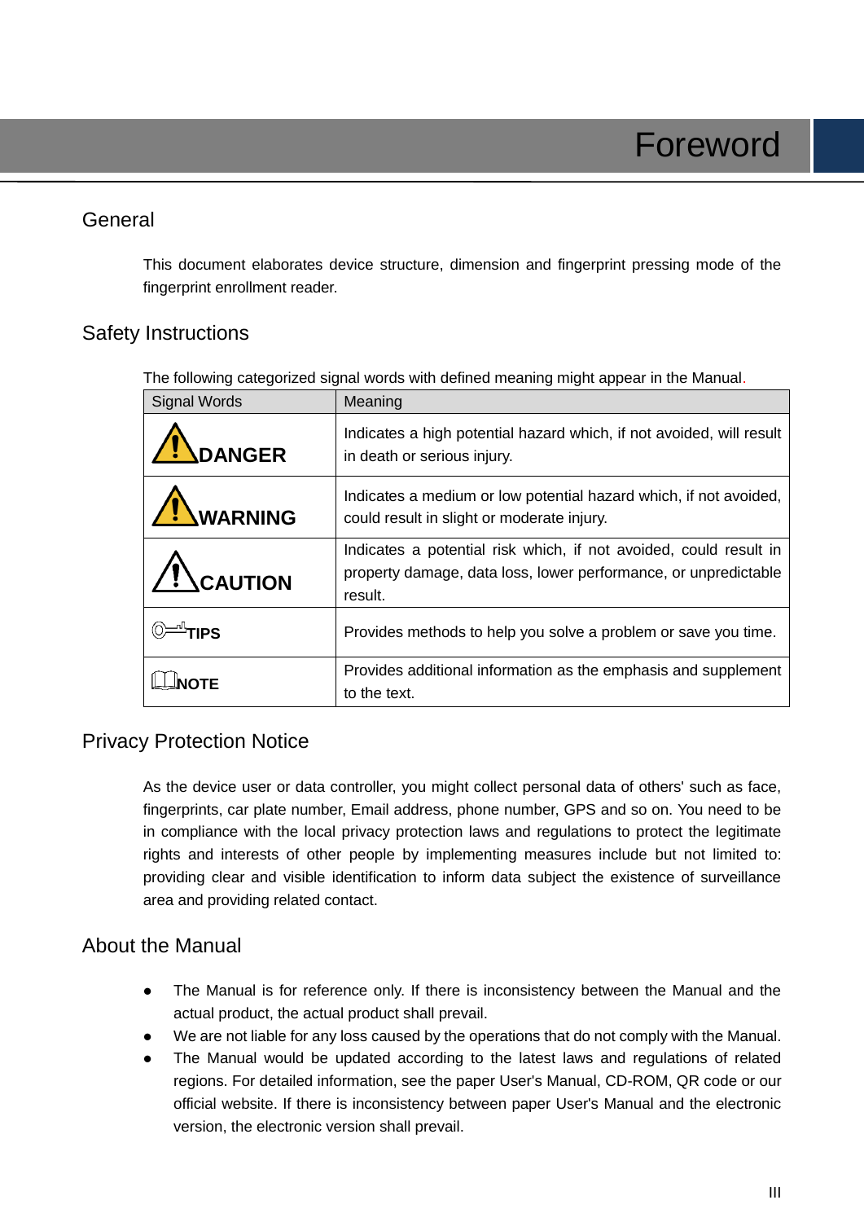# Foreword

## General

This document elaborates device structure, dimension and fingerprint pressing mode of the fingerprint enrollment reader.

## Safety Instructions

The following categorized signal words with defined meaning might appear in the Manual.

| Signal Words | Meaning |
|---|---|
| **DANGER** | Indicates a high potential hazard which, if not avoided, will result in death or serious injury. |
| **WARNING** | Indicates a medium or low potential hazard which, if not avoided, could result in slight or moderate injury. |
| **CAUTION** | Indicates a potential risk which, if not avoided, could result in property damage, data loss, lower performance, or unpredictable result. |
| **TIPS** | Provides methods to help you solve a problem or save you time. |
| **NOTE** | Provides additional information as the emphasis and supplement to the text. |

## Privacy Protection Notice

As the device user or data controller, you might collect personal data of others' such as face, fingerprints, car plate number, Email address, phone number, GPS and so on. You need to be in compliance with the local privacy protection laws and regulations to protect the legitimate rights and interests of other people by implementing measures include but not limited to: providing clear and visible identification to inform data subject the existence of surveillance area and providing related contact.

## About the Manual

- The Manual is for reference only. If there is inconsistency between the Manual and the actual product, the actual product shall prevail.
- We are not liable for any loss caused by the operations that do not comply with the Manual.
- The Manual would be updated according to the latest laws and regulations of related regions. For detailed information, see the paper User's Manual, CD-ROM, QR code or our official website. If there is inconsistency between paper User's Manual and the electronic version, the electronic version shall prevail.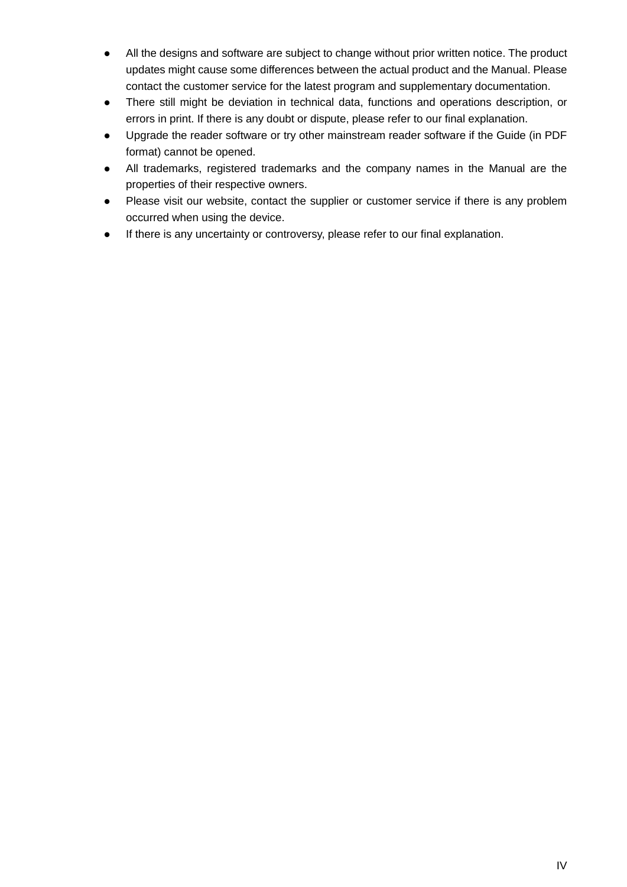- All the designs and software are subject to change without prior written notice. The product updates might cause some differences between the actual product and the Manual. Please contact the customer service for the latest program and supplementary documentation.
- There still might be deviation in technical data, functions and operations description, or errors in print. If there is any doubt or dispute, please refer to our final explanation.
- Upgrade the reader software or try other mainstream reader software if the Guide (in PDF format) cannot be opened.
- All trademarks, registered trademarks and the company names in the Manual are the properties of their respective owners.
- Please visit our website, contact the supplier or customer service if there is any problem occurred when using the device.
- If there is any uncertainty or controversy, please refer to our final explanation.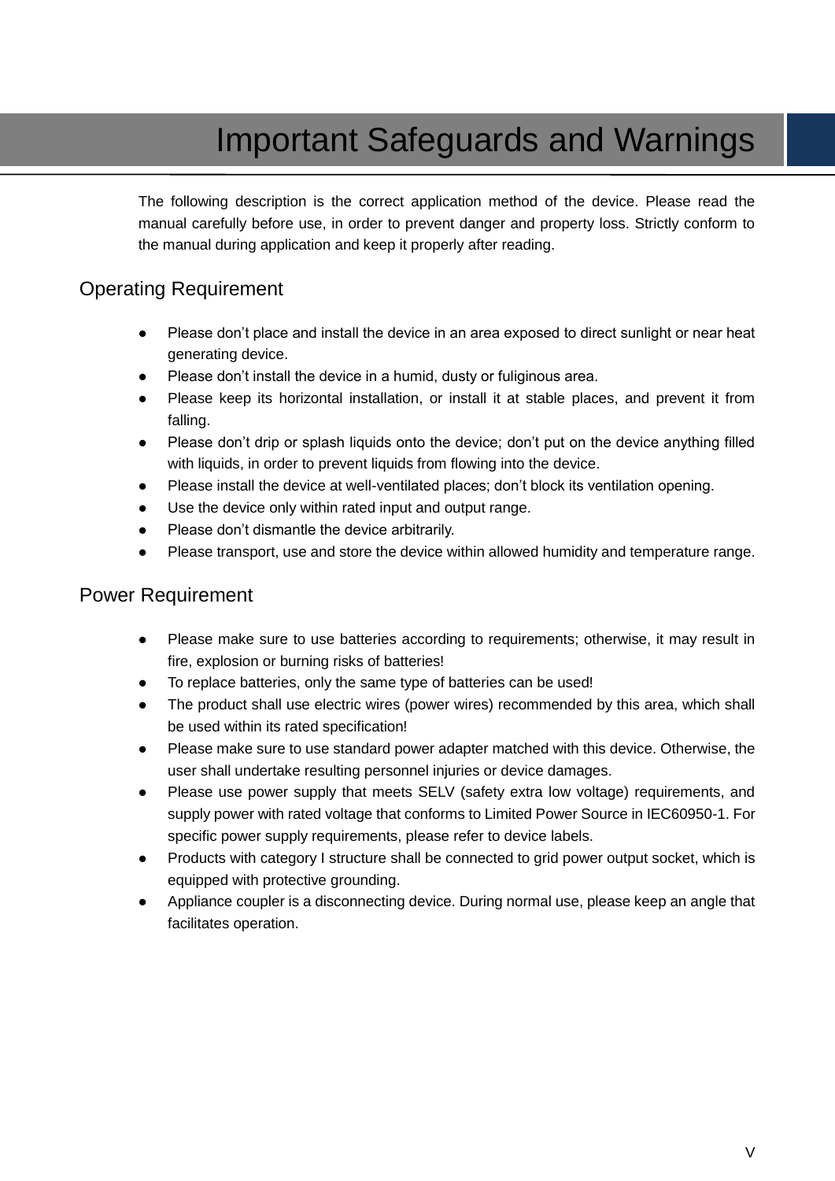# Important Safeguards and Warnings

The following description is the correct application method of the device. Please read the manual carefully before use, in order to prevent danger and property loss. Strictly conform to the manual during application and keep it properly after reading.

## Operating Requirement

- Please don't place and install the device in an area exposed to direct sunlight or near heat generating device.
- Please don't install the device in a humid, dusty or fuliginous area.
- Please keep its horizontal installation, or install it at stable places, and prevent it from falling.
- Please don't drip or splash liquids onto the device; don't put on the device anything filled with liquids, in order to prevent liquids from flowing into the device.
- Please install the device at well-ventilated places; don't block its ventilation opening.
- Use the device only within rated input and output range.
- Please don't dismantle the device arbitrarily.
- Please transport, use and store the device within allowed humidity and temperature range.

## Power Requirement

- Please make sure to use batteries according to requirements; otherwise, it may result in fire, explosion or burning risks of batteries!
- To replace batteries, only the same type of batteries can be used!
- The product shall use electric wires (power wires) recommended by this area, which shall be used within its rated specification!
- Please make sure to use standard power adapter matched with this device. Otherwise, the user shall undertake resulting personnel injuries or device damages.
- Please use power supply that meets SELV (safety extra low voltage) requirements, and supply power with rated voltage that conforms to Limited Power Source in IEC60950-1. For specific power supply requirements, please refer to device labels.
- Products with category I structure shall be connected to grid power output socket, which is equipped with protective grounding.
- Appliance coupler is a disconnecting device. During normal use, please keep an angle that facilitates operation.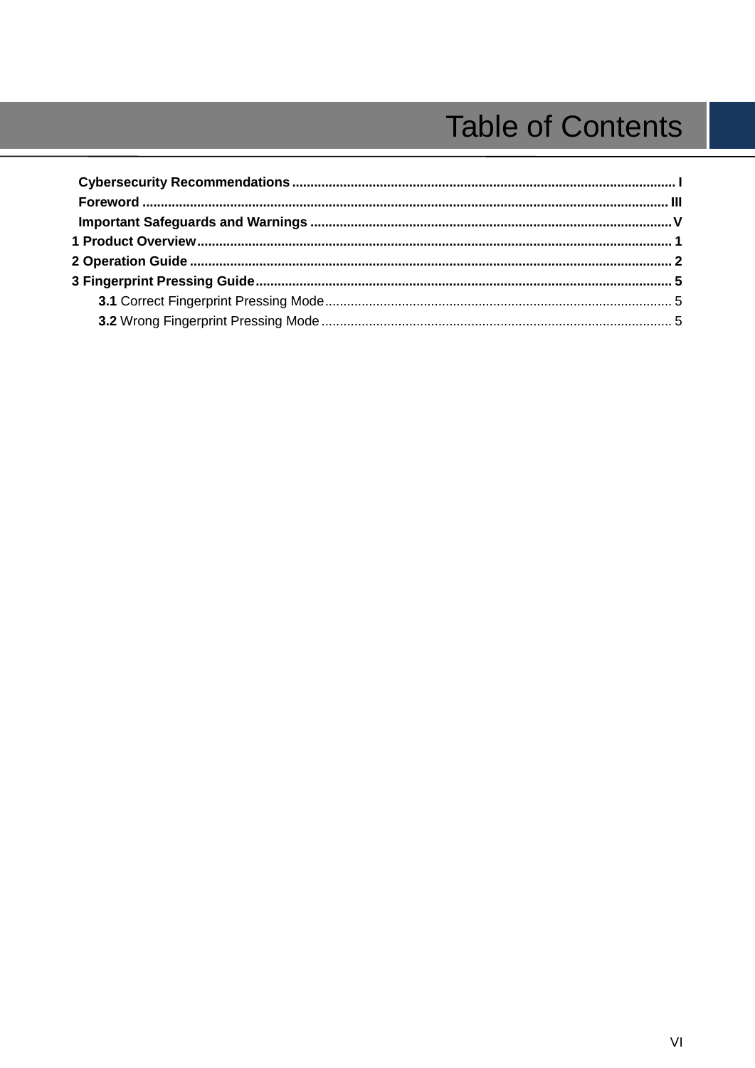# Table of Contents

**Cybersecurity Recommendations** ........................................................................................................ **I**

**Foreword** .............................................................................................................................. **III**

**Important Safeguards and Warnings** .................................................................................................. **V**

**1 Product Overview** ................................................................................................................... **1**

**2 Operation Guide** ...................................................................................................................... **2**

**3 Fingerprint Pressing Guide** ......................................................................................................... **5**

- **3.1** Correct Fingerprint Pressing Mode .............................................................................................. 5
- **3.2** Wrong Fingerprint Pressing Mode ............................................................................................... 5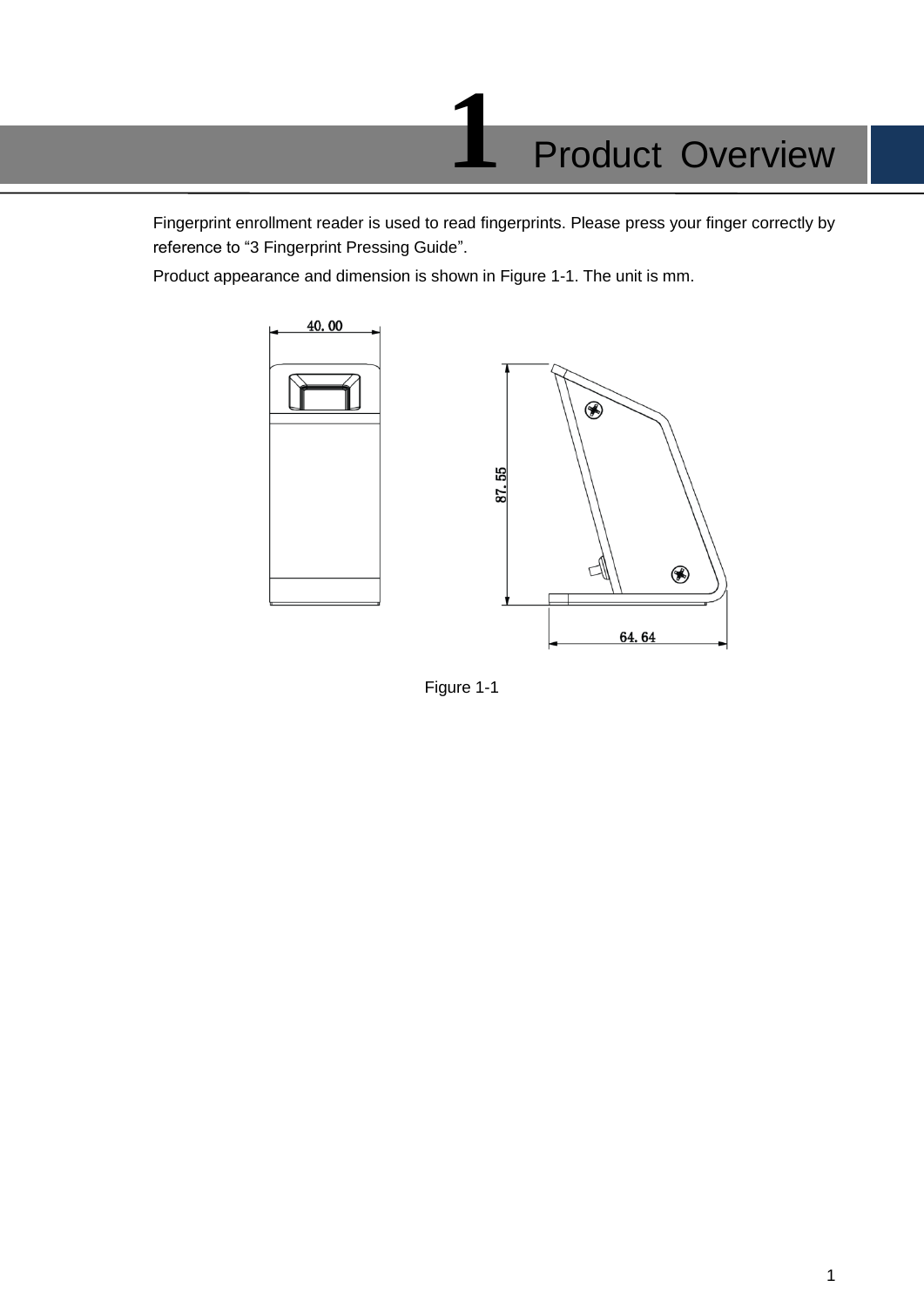# 1 Product Overview

Fingerprint enrollment reader is used to read fingerprints. Please press your finger correctly by reference to "3 Fingerprint Pressing Guide".

Product appearance and dimension is shown in Figure 1-1. The unit is mm.

40.00

87.55

64.64

Figure 1-1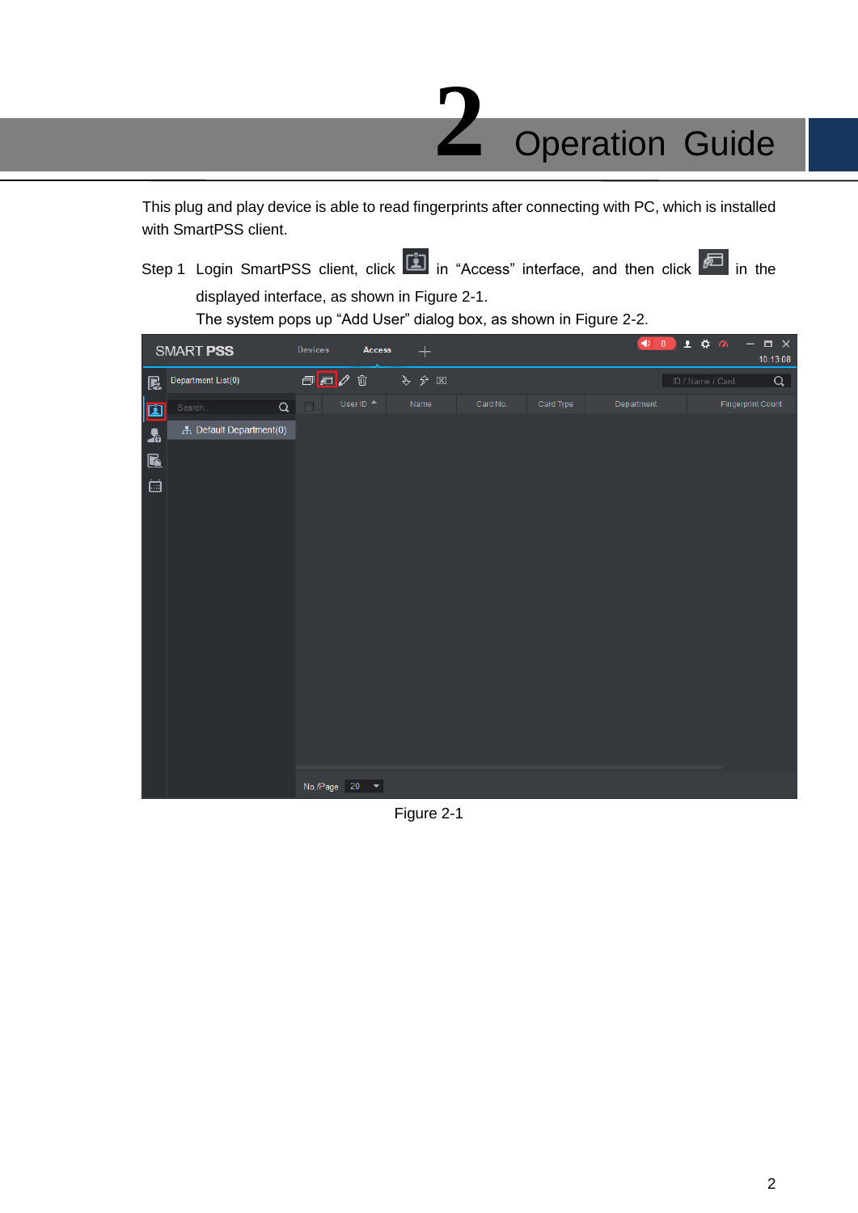# 2 Operation Guide

This plug and play device is able to read fingerprints after connecting with PC, which is installed with SmartPSS client.

Step 1 Login SmartPSS client, click  in "Access" interface, and then click  in the displayed interface, as shown in Figure 2-1.

The system pops up "Add User" dialog box, as shown in Figure 2-2.

Figure 2-1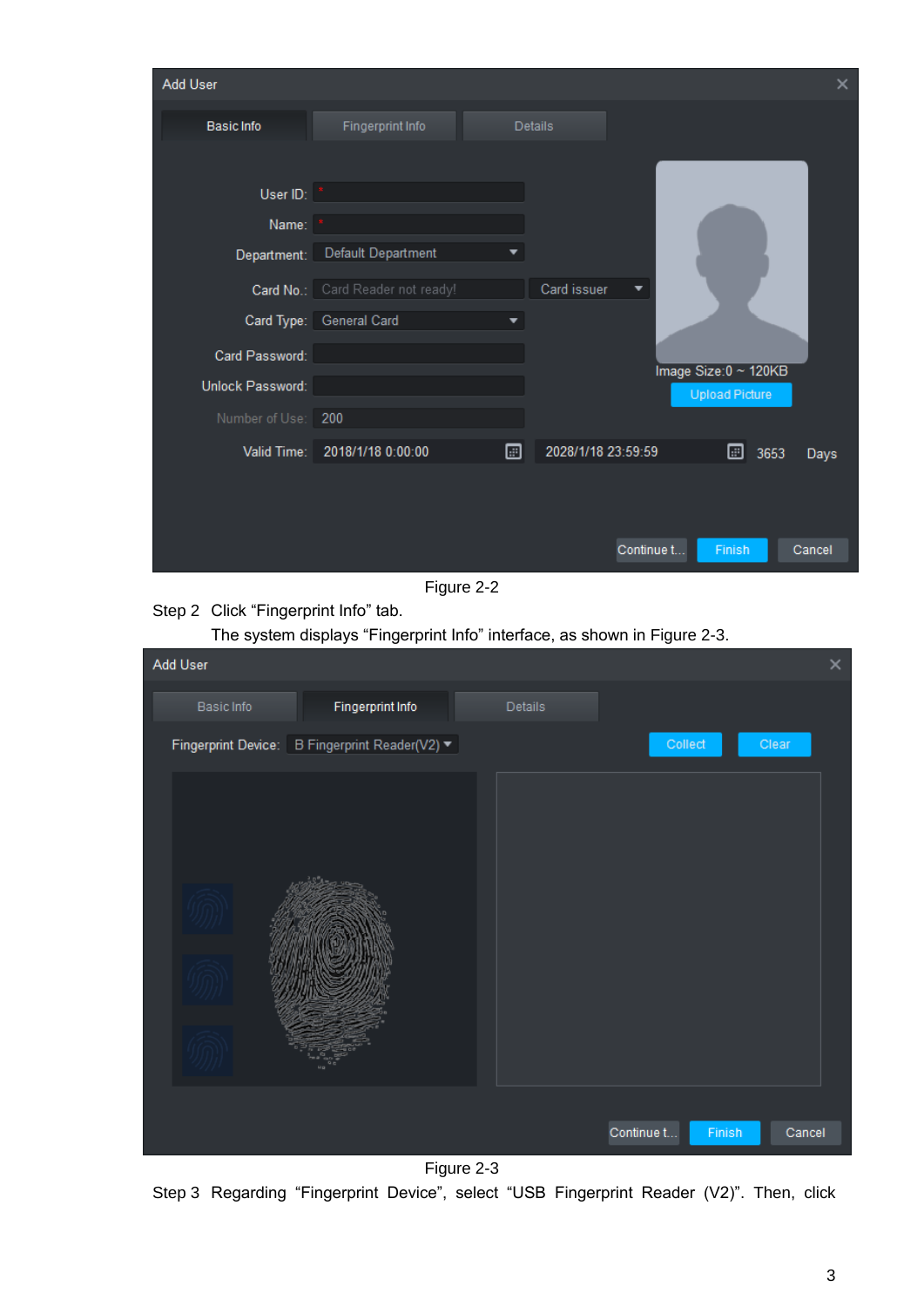Figure 2-2

Step 2 Click "Fingerprint Info" tab.

The system displays "Fingerprint Info" interface, as shown in Figure 2-3.

Figure 2-3

Step 3 Regarding "Fingerprint Device", select "USB Fingerprint Reader (V2)". Then, click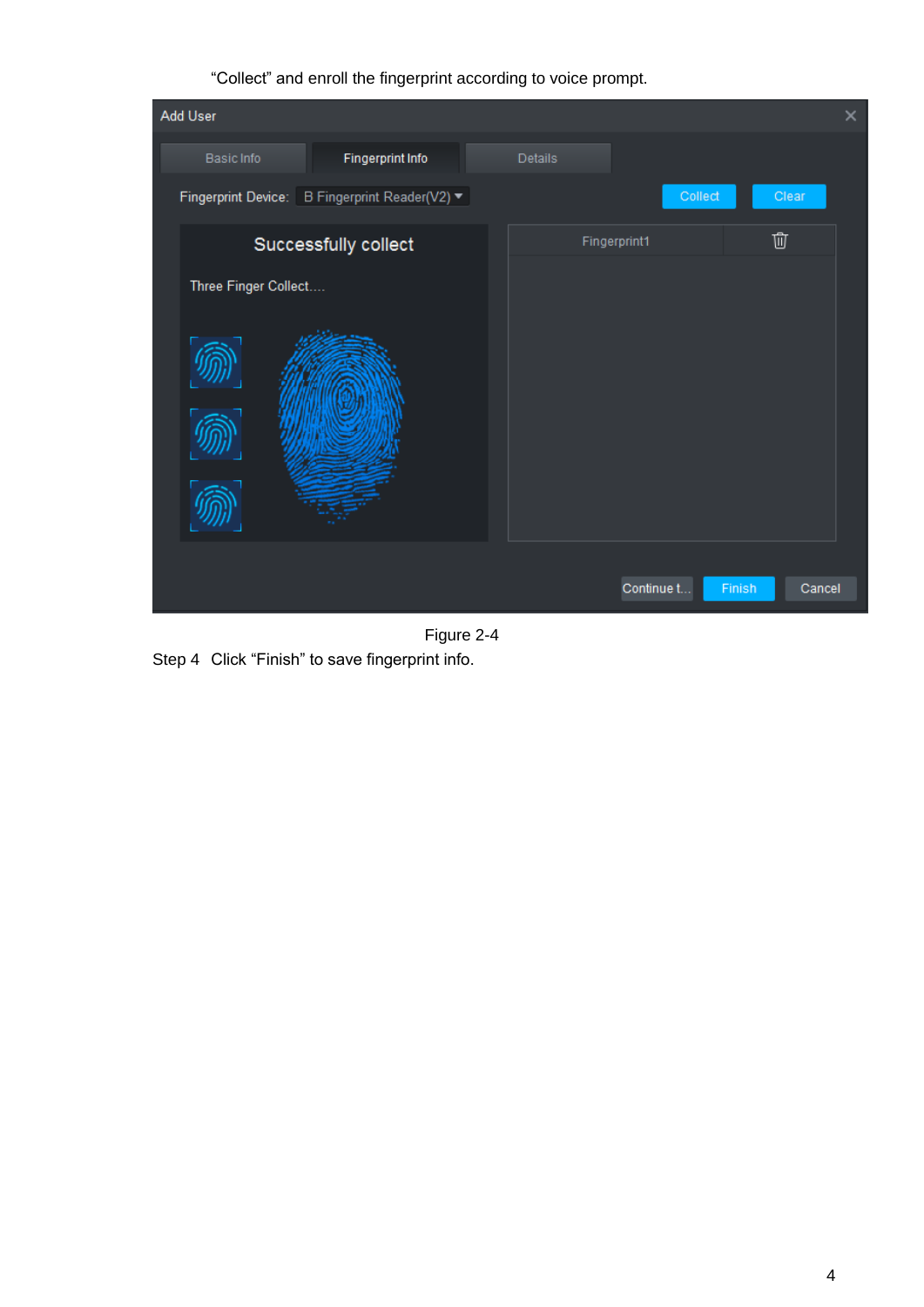"Collect" and enroll the fingerprint according to voice prompt.

Figure 2-4

Step 4 Click "Finish" to save fingerprint info.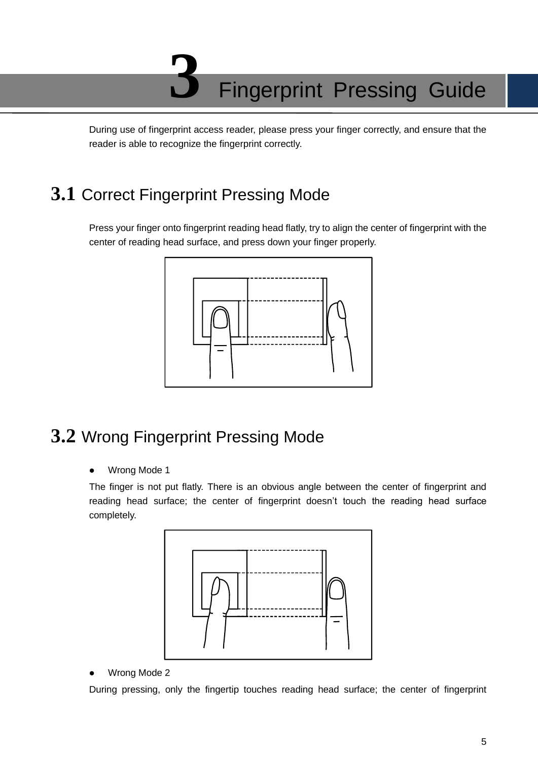# 3 Fingerprint Pressing Guide

During use of fingerprint access reader, please press your finger correctly, and ensure that the reader is able to recognize the fingerprint correctly.

## 3.1 Correct Fingerprint Pressing Mode

Press your finger onto fingerprint reading head flatly, try to align the center of fingerprint with the center of reading head surface, and press down your finger properly.

## 3.2 Wrong Fingerprint Pressing Mode

- Wrong Mode 1

The finger is not put flatly. There is an obvious angle between the center of fingerprint and reading head surface; the center of fingerprint doesn't touch the reading head surface completely.

- Wrong Mode 2

During pressing, only the fingertip touches reading head surface; the center of fingerprint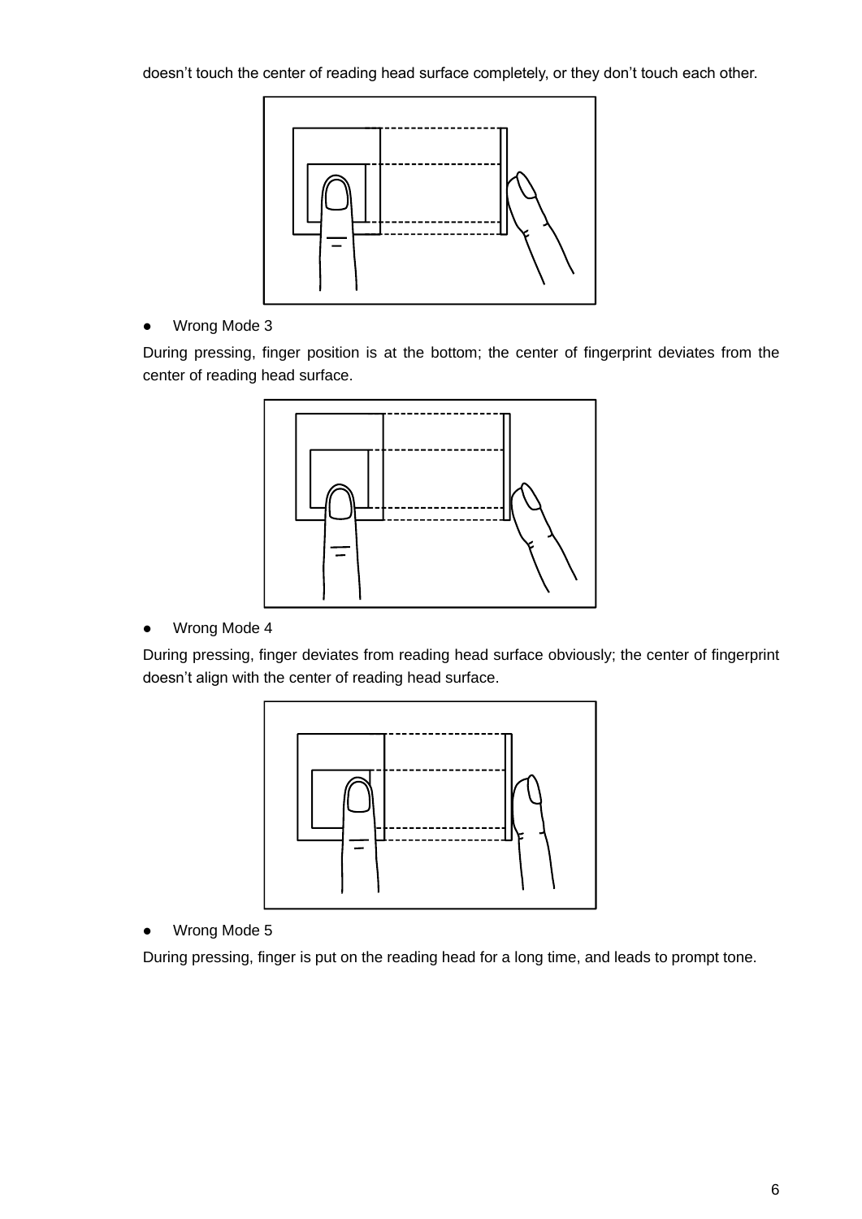doesn't touch the center of reading head surface completely, or they don't touch each other.

- Wrong Mode 3

During pressing, finger position is at the bottom; the center of fingerprint deviates from the center of reading head surface.

- Wrong Mode 4

During pressing, finger deviates from reading head surface obviously; the center of fingerprint doesn't align with the center of reading head surface.

- Wrong Mode 5

During pressing, finger is put on the reading head for a long time, and leads to prompt tone.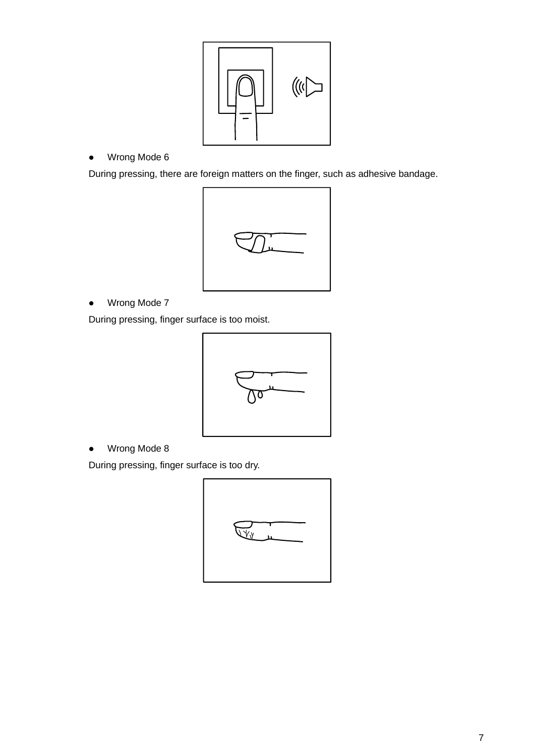- Wrong Mode 6

During pressing, there are foreign matters on the finger, such as adhesive bandage.

- Wrong Mode 7

During pressing, finger surface is too moist.

- Wrong Mode 8

During pressing, finger surface is too dry.